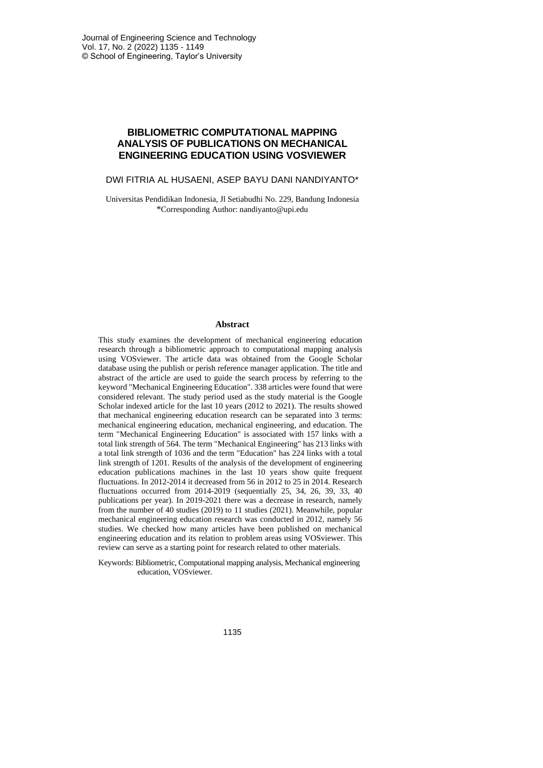# BIBLIOMETRIC COMPUTATIONAL MAPPING ANALYSIS OF PUBLICATIONS ON MECHANICAL ENGINEERING EDUCATION USING VOSVIEWER

DWI FITRIA AL HUSAENI, ASEP BAYU DANI NANDIYANTO*

Universitas Pendidikan Indonesia, Jl Setiabudhi No. 229, Bandung Indonesia
*Corresponding Author: nandiyanto@upi.edu

## Abstract

This study examines the development of mechanical engineering education research through a bibliometric approach to computational mapping analysis using VOSviewer. The article data was obtained from the Google Scholar database using the publish or perish reference manager application. The title and abstract of the article are used to guide the search process by referring to the keyword "Mechanical Engineering Education". 338 articles were found that were considered relevant. The study period used as the study material is the Google Scholar indexed article for the last 10 years (2012 to 2021). The results showed that mechanical engineering education research can be separated into 3 terms: mechanical engineering education, mechanical engineering, and education. The term "Mechanical Engineering Education" is associated with 157 links with a total link strength of 564. The term "Mechanical Engineering" has 213 links with a total link strength of 1036 and the term "Education" has 224 links with a total link strength of 1201. Results of the analysis of the development of engineering education publications machines in the last 10 years show quite frequent fluctuations. In 2012-2014 it decreased from 56 in 2012 to 25 in 2014. Research fluctuations occurred from 2014-2019 (sequentially 25, 34, 26, 39, 33, 40 publications per year). In 2019-2021 there was a decrease in research, namely from the number of 40 studies (2019) to 11 studies (2021). Meanwhile, popular mechanical engineering education research was conducted in 2012, namely 56 studies. We checked how many articles have been published on mechanical engineering education and its relation to problem areas using VOSviewer. This review can serve as a starting point for research related to other materials.

Keywords: Bibliometric, Computational mapping analysis, Mechanical engineering education, VOSviewer.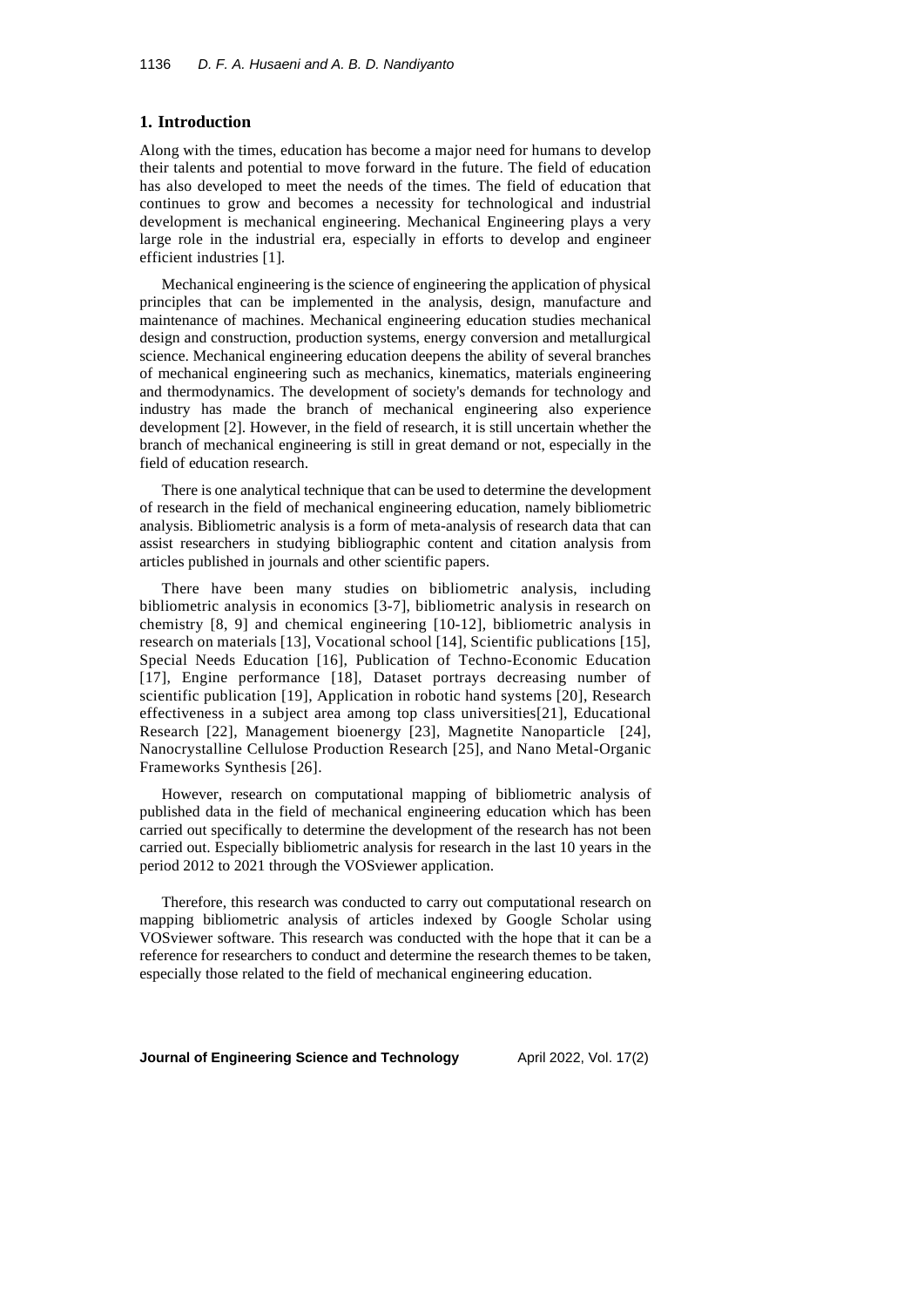## 1. Introduction

Along with the times, education has become a major need for humans to develop their talents and potential to move forward in the future. The field of education has also developed to meet the needs of the times. The field of education that continues to grow and becomes a necessity for technological and industrial development is mechanical engineering. Mechanical Engineering plays a very large role in the industrial era, especially in efforts to develop and engineer efficient industries [1].

Mechanical engineering is the science of engineering the application of physical principles that can be implemented in the analysis, design, manufacture and maintenance of machines. Mechanical engineering education studies mechanical design and construction, production systems, energy conversion and metallurgical science. Mechanical engineering education deepens the ability of several branches of mechanical engineering such as mechanics, kinematics, materials engineering and thermodynamics. The development of society's demands for technology and industry has made the branch of mechanical engineering also experience development [2]. However, in the field of research, it is still uncertain whether the branch of mechanical engineering is still in great demand or not, especially in the field of education research.

There is one analytical technique that can be used to determine the development of research in the field of mechanical engineering education, namely bibliometric analysis. Bibliometric analysis is a form of meta-analysis of research data that can assist researchers in studying bibliographic content and citation analysis from articles published in journals and other scientific papers.

There have been many studies on bibliometric analysis, including bibliometric analysis in economics [3-7], bibliometric analysis in research on chemistry [8, 9] and chemical engineering [10-12], bibliometric analysis in research on materials [13], Vocational school [14], Scientific publications [15], Special Needs Education [16], Publication of Techno-Economic Education [17], Engine performance [18], Dataset portrays decreasing number of scientific publication [19], Application in robotic hand systems [20], Research effectiveness in a subject area among top class universities[21], Educational Research [22], Management bioenergy [23], Magnetite Nanoparticle [24], Nanocrystalline Cellulose Production Research [25], and Nano Metal-Organic Frameworks Synthesis [26].

However, research on computational mapping of bibliometric analysis of published data in the field of mechanical engineering education which has been carried out specifically to determine the development of the research has not been carried out. Especially bibliometric analysis for research in the last 10 years in the period 2012 to 2021 through the VOSviewer application.

Therefore, this research was conducted to carry out computational research on mapping bibliometric analysis of articles indexed by Google Scholar using VOSviewer software. This research was conducted with the hope that it can be a reference for researchers to conduct and determine the research themes to be taken, especially those related to the field of mechanical engineering education.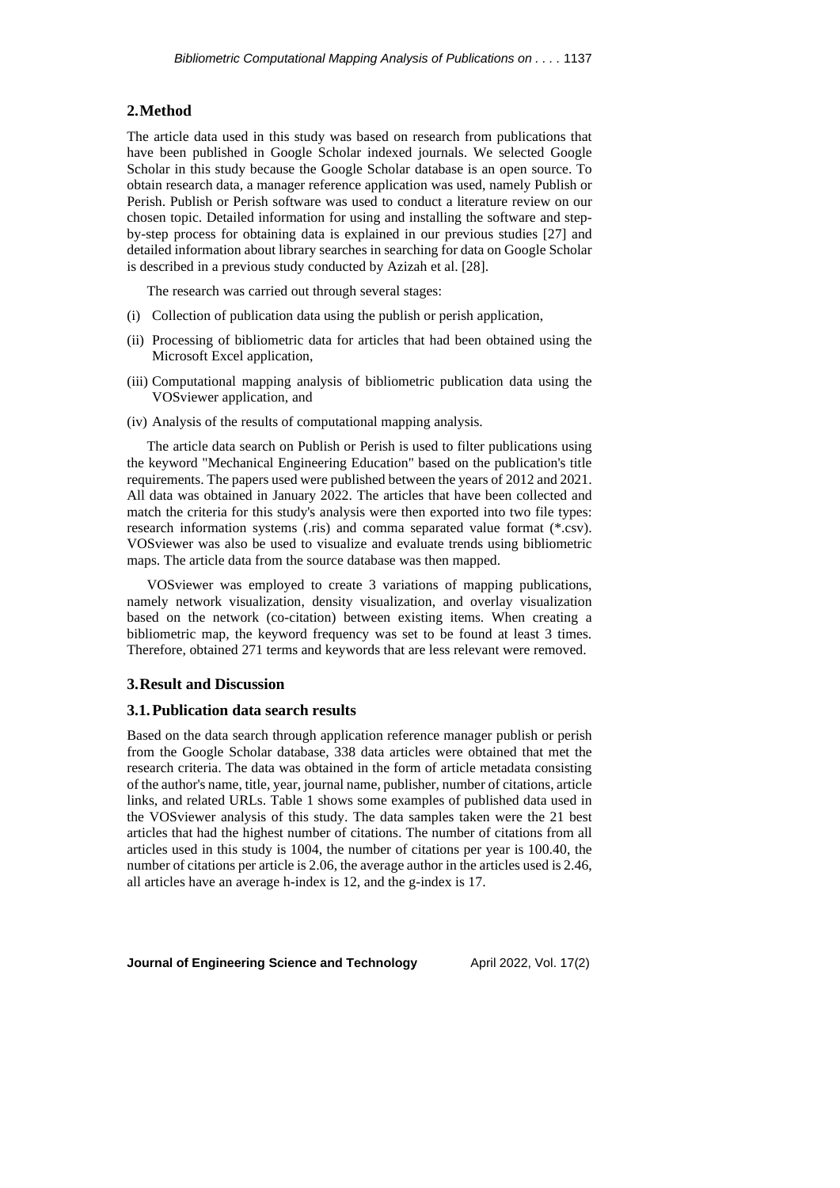## 2. Method

The article data used in this study was based on research from publications that have been published in Google Scholar indexed journals. We selected Google Scholar in this study because the Google Scholar database is an open source. To obtain research data, a manager reference application was used, namely Publish or Perish. Publish or Perish software was used to conduct a literature review on our chosen topic. Detailed information for using and installing the software and step-by-step process for obtaining data is explained in our previous studies [27] and detailed information about library searches in searching for data on Google Scholar is described in a previous study conducted by Azizah et al. [28].

The research was carried out through several stages:

(i) Collection of publication data using the publish or perish application,

(ii) Processing of bibliometric data for articles that had been obtained using the Microsoft Excel application,

(iii) Computational mapping analysis of bibliometric publication data using the VOSviewer application, and

(iv) Analysis of the results of computational mapping analysis.

The article data search on Publish or Perish is used to filter publications using the keyword "Mechanical Engineering Education" based on the publication's title requirements. The papers used were published between the years of 2012 and 2021. All data was obtained in January 2022. The articles that have been collected and match the criteria for this study's analysis were then exported into two file types: research information systems (.ris) and comma separated value format (*.csv). VOSviewer was also be used to visualize and evaluate trends using bibliometric maps. The article data from the source database was then mapped.

VOSviewer was employed to create 3 variations of mapping publications, namely network visualization, density visualization, and overlay visualization based on the network (co-citation) between existing items. When creating a bibliometric map, the keyword frequency was set to be found at least 3 times. Therefore, obtained 271 terms and keywords that are less relevant were removed.

## 3. Result and Discussion

### 3.1. Publication data search results

Based on the data search through application reference manager publish or perish from the Google Scholar database, 338 data articles were obtained that met the research criteria. The data was obtained in the form of article metadata consisting of the author's name, title, year, journal name, publisher, number of citations, article links, and related URLs. Table 1 shows some examples of published data used in the VOSviewer analysis of this study. The data samples taken were the 21 best articles that had the highest number of citations. The number of citations from all articles used in this study is 1004, the number of citations per year is 100.40, the number of citations per article is 2.06, the average author in the articles used is 2.46, all articles have an average h-index is 12, and the g-index is 17.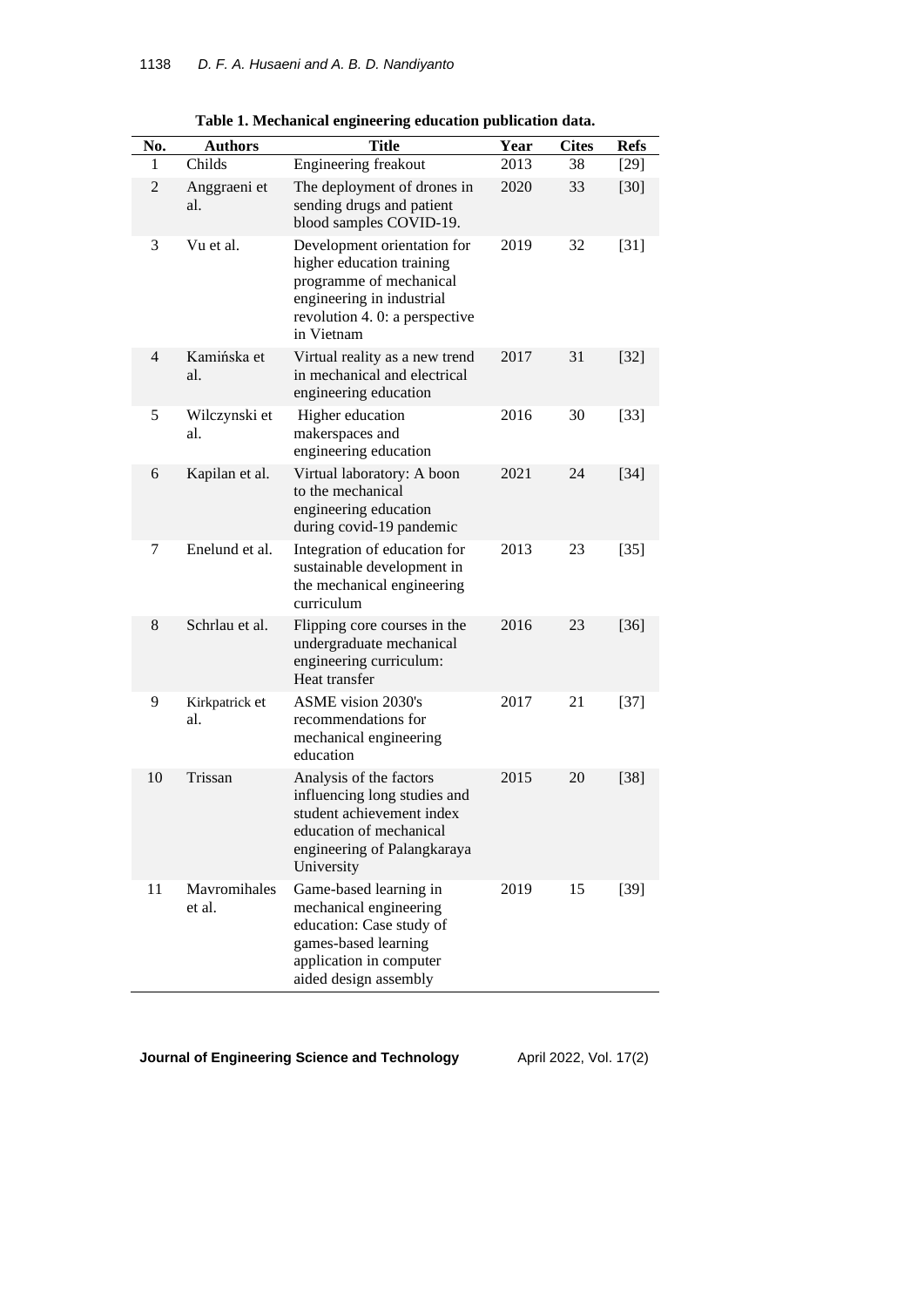**Table 1. Mechanical engineering education publication data.**

| No. | Authors | Title | Year | Cites | Refs |
|---|---|---|---|---|---|
| 1 | Childs | Engineering freakout | 2013 | 38 | [29] |
| 2 | Anggraeni et al. | The deployment of drones in sending drugs and patient blood samples COVID-19. | 2020 | 33 | [30] |
| 3 | Vu et al. | Development orientation for higher education training programme of mechanical engineering in industrial revolution 4. 0: a perspective in Vietnam | 2019 | 32 | [31] |
| 4 | Kamińska et al. | Virtual reality as a new trend in mechanical and electrical engineering education | 2017 | 31 | [32] |
| 5 | Wilczynski et al. | Higher education makerspaces and engineering education | 2016 | 30 | [33] |
| 6 | Kapilan et al. | Virtual laboratory: A boon to the mechanical engineering education during covid-19 pandemic | 2021 | 24 | [34] |
| 7 | Enelund et al. | Integration of education for sustainable development in the mechanical engineering curriculum | 2013 | 23 | [35] |
| 8 | Schrlau et al. | Flipping core courses in the undergraduate mechanical engineering curriculum: Heat transfer | 2016 | 23 | [36] |
| 9 | Kirkpatrick et al. | ASME vision 2030's recommendations for mechanical engineering education | 2017 | 21 | [37] |
| 10 | Trissan | Analysis of the factors influencing long studies and student achievement index education of mechanical engineering of Palangkaraya University | 2015 | 20 | [38] |
| 11 | Mavromihales et al. | Game-based learning in mechanical engineering education: Case study of games-based learning application in computer aided design assembly | 2019 | 15 | [39] |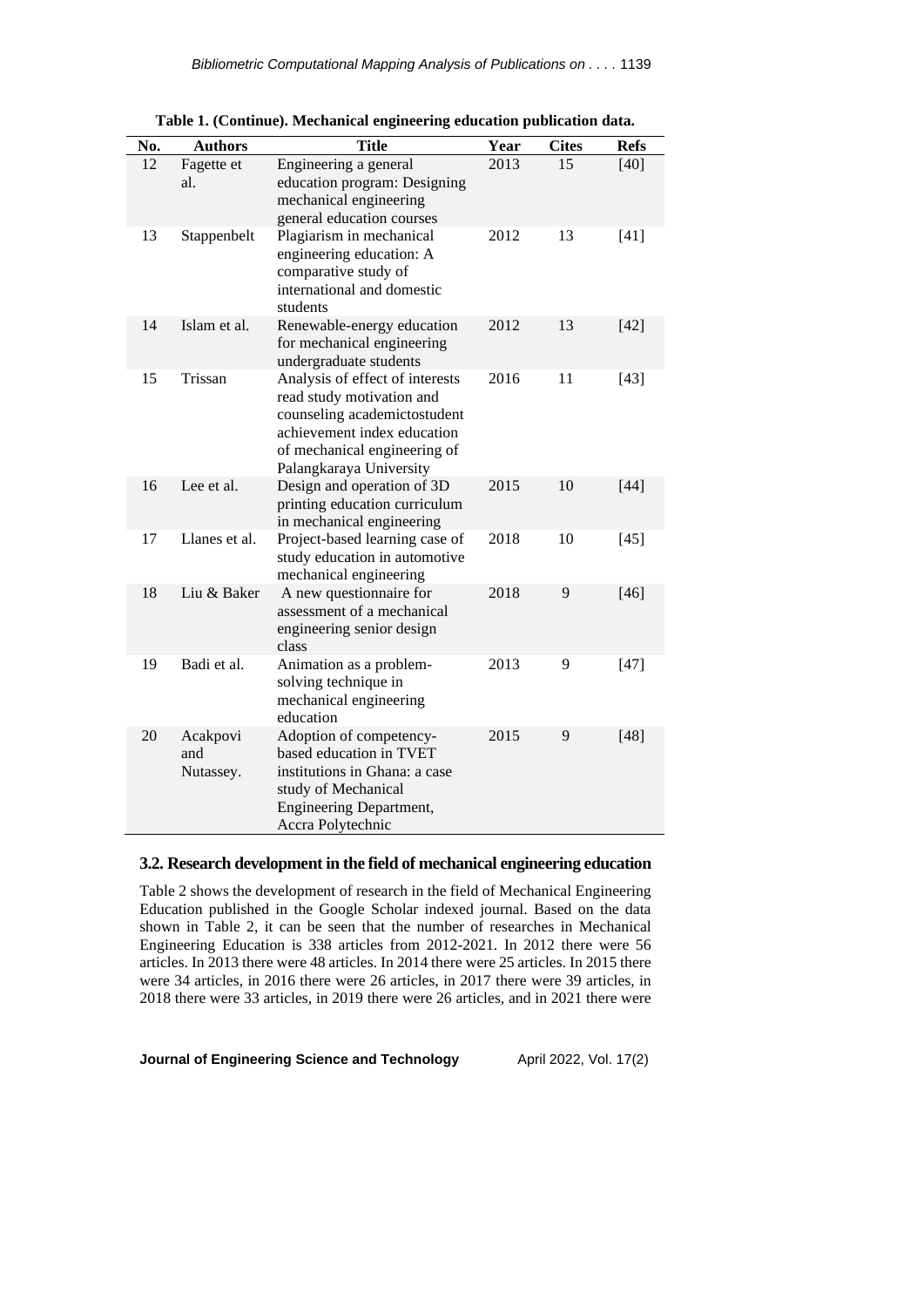**Table 1. (Continue). Mechanical engineering education publication data.**

| No. | Authors | Title | Year | Cites | Refs |
|---|---|---|---|---|---|
| 12 | Fagette et al. | Engineering a general education program: Designing mechanical engineering general education courses | 2013 | 15 | [40] |
| 13 | Stappenbelt | Plagiarism in mechanical engineering education: A comparative study of international and domestic students | 2012 | 13 | [41] |
| 14 | Islam et al. | Renewable-energy education for mechanical engineering undergraduate students | 2012 | 13 | [42] |
| 15 | Trissan | Analysis of effect of interests read study motivation and counseling academictostudent achievement index education of mechanical engineering of Palangkaraya University | 2016 | 11 | [43] |
| 16 | Lee et al. | Design and operation of 3D printing education curriculum in mechanical engineering | 2015 | 10 | [44] |
| 17 | Llanes et al. | Project-based learning case of study education in automotive mechanical engineering | 2018 | 10 | [45] |
| 18 | Liu & Baker | A new questionnaire for assessment of a mechanical engineering senior design class | 2018 | 9 | [46] |
| 19 | Badi et al. | Animation as a problem-solving technique in mechanical engineering education | 2013 | 9 | [47] |
| 20 | Acakpovi and Nutassey. | Adoption of competency-based education in TVET institutions in Ghana: a case study of Mechanical Engineering Department, Accra Polytechnic | 2015 | 9 | [48] |

### 3.2. Research development in the field of mechanical engineering education

Table 2 shows the development of research in the field of Mechanical Engineering Education published in the Google Scholar indexed journal. Based on the data shown in Table 2, it can be seen that the number of researches in Mechanical Engineering Education is 338 articles from 2012-2021. In 2012 there were 56 articles. In 2013 there were 48 articles. In 2014 there were 25 articles. In 2015 there were 34 articles, in 2016 there were 26 articles, in 2017 there were 39 articles, in 2018 there were 33 articles, in 2019 there were 26 articles, and in 2021 there were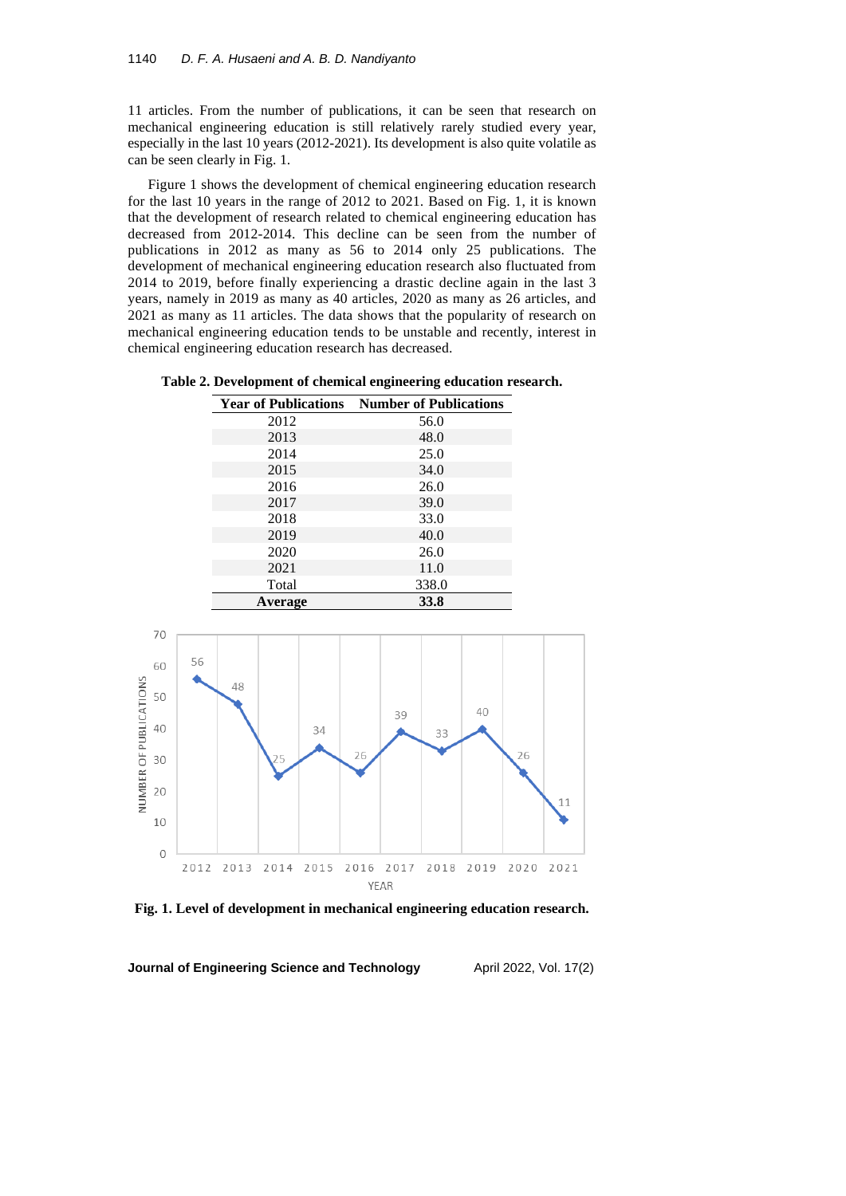11 articles. From the number of publications, it can be seen that research on mechanical engineering education is still relatively rarely studied every year, especially in the last 10 years (2012-2021). Its development is also quite volatile as can be seen clearly in Fig. 1.

Figure 1 shows the development of chemical engineering education research for the last 10 years in the range of 2012 to 2021. Based on Fig. 1, it is known that the development of research related to chemical engineering education has decreased from 2012-2014. This decline can be seen from the number of publications in 2012 as many as 56 to 2014 only 25 publications. The development of mechanical engineering education research also fluctuated from 2014 to 2019, before finally experiencing a drastic decline again in the last 3 years, namely in 2019 as many as 40 articles, 2020 as many as 26 articles, and 2021 as many as 11 articles. The data shows that the popularity of research on mechanical engineering education tends to be unstable and recently, interest in chemical engineering education research has decreased.

**Table 2. Development of chemical engineering education research.**

| Year of Publications | Number of Publications |
|---|---|
| 2012 | 56.0 |
| 2013 | 48.0 |
| 2014 | 25.0 |
| 2015 | 34.0 |
| 2016 | 26.0 |
| 2017 | 39.0 |
| 2018 | 33.0 |
| 2019 | 40.0 |
| 2020 | 26.0 |
| 2021 | 11.0 |
| Total | 338.0 |
| **Average** | **33.8** |

**Fig. 1. Level of development in mechanical engineering education research.**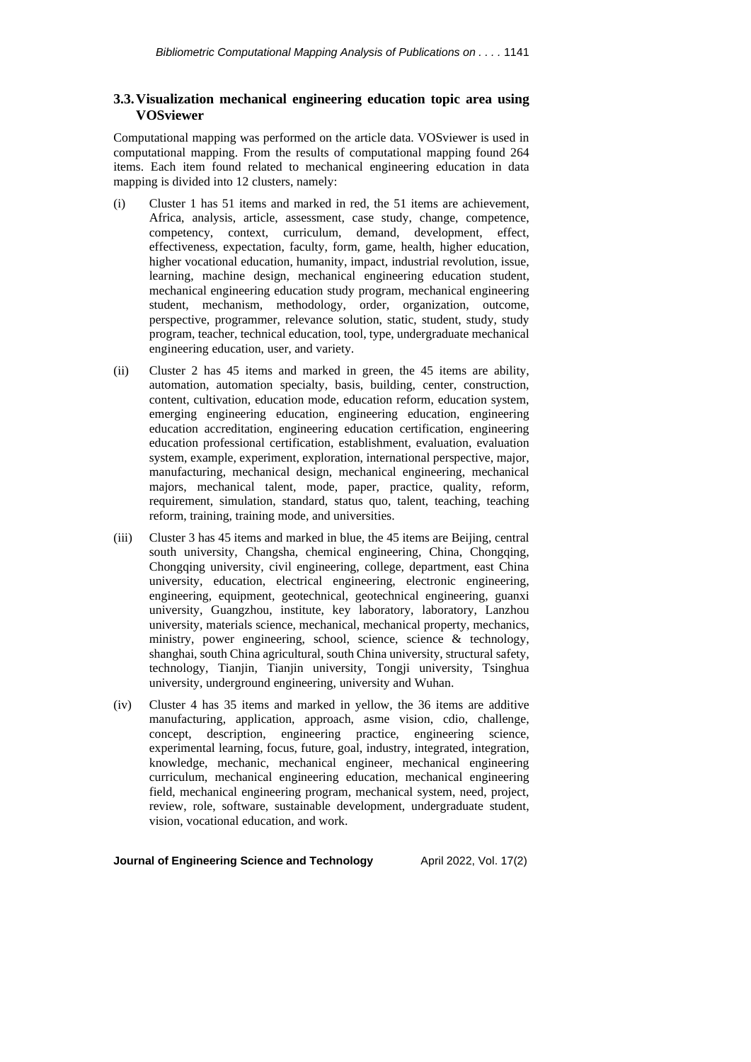### 3.3. Visualization mechanical engineering education topic area using VOSviewer

Computational mapping was performed on the article data. VOSviewer is used in computational mapping. From the results of computational mapping found 264 items. Each item found related to mechanical engineering education in data mapping is divided into 12 clusters, namely:

(i) Cluster 1 has 51 items and marked in red, the 51 items are achievement, Africa, analysis, article, assessment, case study, change, competence, competency, context, curriculum, demand, development, effect, effectiveness, expectation, faculty, form, game, health, higher education, higher vocational education, humanity, impact, industrial revolution, issue, learning, machine design, mechanical engineering education student, mechanical engineering education study program, mechanical engineering student, mechanism, methodology, order, organization, outcome, perspective, programmer, relevance solution, static, student, study, study program, teacher, technical education, tool, type, undergraduate mechanical engineering education, user, and variety.

(ii) Cluster 2 has 45 items and marked in green, the 45 items are ability, automation, automation specialty, basis, building, center, construction, content, cultivation, education mode, education reform, education system, emerging engineering education, engineering education, engineering education accreditation, engineering education certification, engineering education professional certification, establishment, evaluation, evaluation system, example, experiment, exploration, international perspective, major, manufacturing, mechanical design, mechanical engineering, mechanical majors, mechanical talent, mode, paper, practice, quality, reform, requirement, simulation, standard, status quo, talent, teaching, teaching reform, training, training mode, and universities.

(iii) Cluster 3 has 45 items and marked in blue, the 45 items are Beijing, central south university, Changsha, chemical engineering, China, Chongqing, Chongqing university, civil engineering, college, department, east China university, education, electrical engineering, electronic engineering, engineering, equipment, geotechnical, geotechnical engineering, guanxi university, Guangzhou, institute, key laboratory, laboratory, Lanzhou university, materials science, mechanical, mechanical property, mechanics, ministry, power engineering, school, science, science & technology, shanghai, south China agricultural, south China university, structural safety, technology, Tianjin, Tianjin university, Tongji university, Tsinghua university, underground engineering, university and Wuhan.

(iv) Cluster 4 has 35 items and marked in yellow, the 36 items are additive manufacturing, application, approach, asme vision, cdio, challenge, concept, description, engineering practice, engineering science, experimental learning, focus, future, goal, industry, integrated, integration, knowledge, mechanic, mechanical engineer, mechanical engineering curriculum, mechanical engineering education, mechanical engineering field, mechanical engineering program, mechanical system, need, project, review, role, software, sustainable development, undergraduate student, vision, vocational education, and work.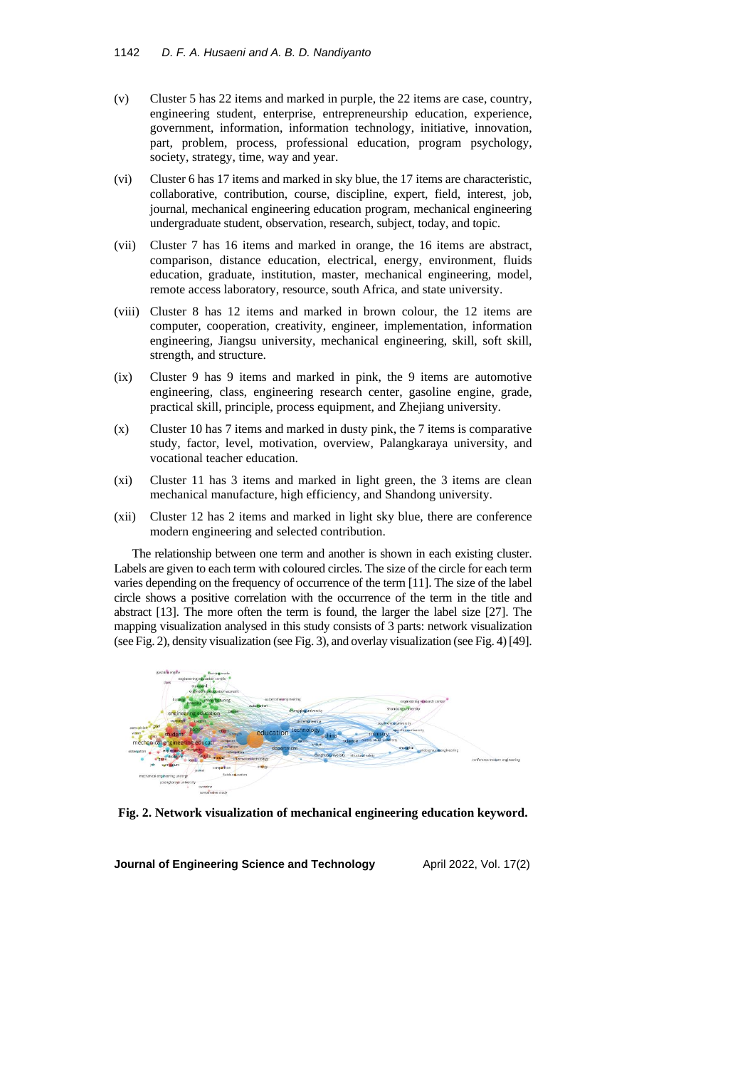(v) Cluster 5 has 22 items and marked in purple, the 22 items are case, country, engineering student, enterprise, entrepreneurship education, experience, government, information, information technology, initiative, innovation, part, problem, process, professional education, program psychology, society, strategy, time, way and year.

(vi) Cluster 6 has 17 items and marked in sky blue, the 17 items are characteristic, collaborative, contribution, course, discipline, expert, field, interest, job, journal, mechanical engineering education program, mechanical engineering undergraduate student, observation, research, subject, today, and topic.

(vii) Cluster 7 has 16 items and marked in orange, the 16 items are abstract, comparison, distance education, electrical, energy, environment, fluids education, graduate, institution, master, mechanical engineering, model, remote access laboratory, resource, south Africa, and state university.

(viii) Cluster 8 has 12 items and marked in brown colour, the 12 items are computer, cooperation, creativity, engineer, implementation, information engineering, Jiangsu university, mechanical engineering, skill, soft skill, strength, and structure.

(ix) Cluster 9 has 9 items and marked in pink, the 9 items are automotive engineering, class, engineering research center, gasoline engine, grade, practical skill, principle, process equipment, and Zhejiang university.

(x) Cluster 10 has 7 items and marked in dusty pink, the 7 items is comparative study, factor, level, motivation, overview, Palangkaraya university, and vocational teacher education.

(xi) Cluster 11 has 3 items and marked in light green, the 3 items are clean mechanical manufacture, high efficiency, and Shandong university.

(xii) Cluster 12 has 2 items and marked in light sky blue, there are conference modern engineering and selected contribution.

The relationship between one term and another is shown in each existing cluster. Labels are given to each term with coloured circles. The size of the circle for each term varies depending on the frequency of occurrence of the term [11]. The size of the label circle shows a positive correlation with the occurrence of the term in the title and abstract [13]. The more often the term is found, the larger the label size [27]. The mapping visualization analysed in this study consists of 3 parts: network visualization (see Fig. 2), density visualization (see Fig. 3), and overlay visualization (see Fig. 4) [49].

**Fig. 2. Network visualization of mechanical engineering education keyword.**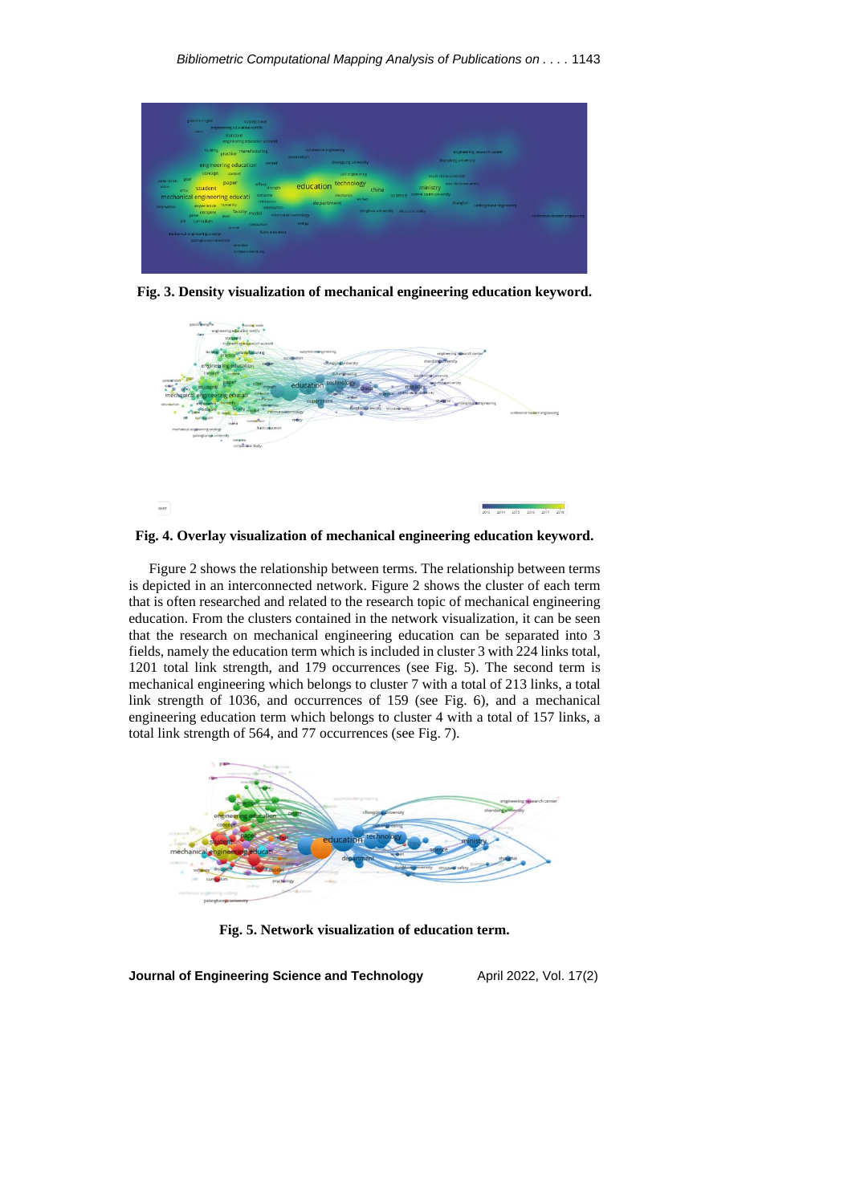**Fig. 3. Density visualization of mechanical engineering education keyword.**

**Fig. 4. Overlay visualization of mechanical engineering education keyword.**

Figure 2 shows the relationship between terms. The relationship between terms is depicted in an interconnected network. Figure 2 shows the cluster of each term that is often researched and related to the research topic of mechanical engineering education. From the clusters contained in the network visualization, it can be seen that the research on mechanical engineering education can be separated into 3 fields, namely the education term which is included in cluster 3 with 224 links total, 1201 total link strength, and 179 occurrences (see Fig. 5). The second term is mechanical engineering which belongs to cluster 7 with a total of 213 links, a total link strength of 1036, and occurrences of 159 (see Fig. 6), and a mechanical engineering education term which belongs to cluster 4 with a total of 157 links, a total link strength of 564, and 77 occurrences (see Fig. 7).

**Fig. 5. Network visualization of education term.**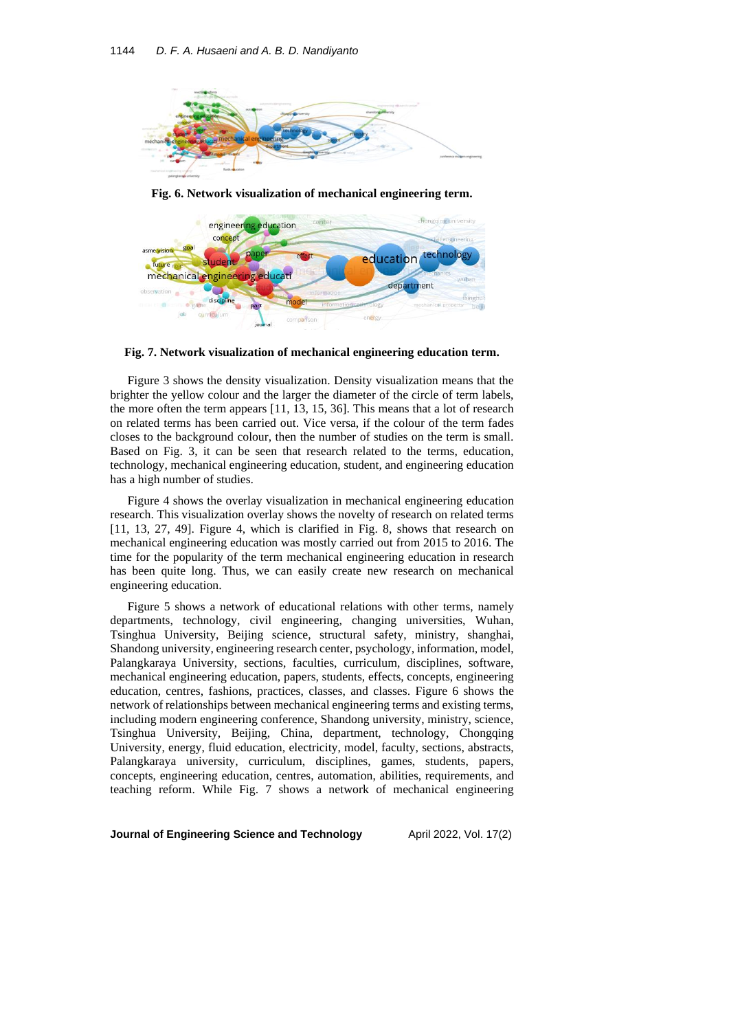**Fig. 6. Network visualization of mechanical engineering term.**

**Fig. 7. Network visualization of mechanical engineering education term.**

Figure 3 shows the density visualization. Density visualization means that the brighter the yellow colour and the larger the diameter of the circle of term labels, the more often the term appears [11, 13, 15, 36]. This means that a lot of research on related terms has been carried out. Vice versa, if the colour of the term fades closes to the background colour, then the number of studies on the term is small. Based on Fig. 3, it can be seen that research related to the terms, education, technology, mechanical engineering education, student, and engineering education has a high number of studies.

Figure 4 shows the overlay visualization in mechanical engineering education research. This visualization overlay shows the novelty of research on related terms [11, 13, 27, 49]. Figure 4, which is clarified in Fig. 8, shows that research on mechanical engineering education was mostly carried out from 2015 to 2016. The time for the popularity of the term mechanical engineering education in research has been quite long. Thus, we can easily create new research on mechanical engineering education.

Figure 5 shows a network of educational relations with other terms, namely departments, technology, civil engineering, changing universities, Wuhan, Tsinghua University, Beijing science, structural safety, ministry, shanghai, Shandong university, engineering research center, psychology, information, model, Palangkaraya University, sections, faculties, curriculum, disciplines, software, mechanical engineering education, papers, effects, concepts, engineering education, centres, fashions, practices, classes, and classes. Figure 6 shows the network of relationships between mechanical engineering terms and existing terms, including modern engineering conference, Shandong university, ministry, science, Tsinghua University, Beijing, China, department, technology, Chongqing University, energy, fluid education, electricity, model, faculty, sections, abstracts, Palangkaraya university, curriculum, disciplines, games, students, papers, concepts, engineering education, centres, automation, abilities, requirements, and teaching reform. While Fig. 7 shows a network of mechanical engineering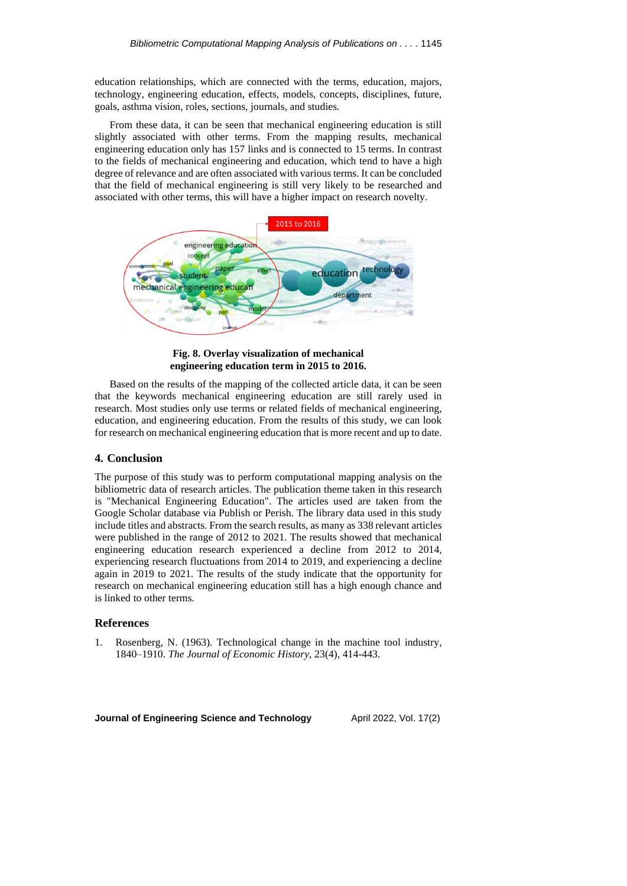education relationships, which are connected with the terms, education, majors, technology, engineering education, effects, models, concepts, disciplines, future, goals, asthma vision, roles, sections, journals, and studies.

From these data, it can be seen that mechanical engineering education is still slightly associated with other terms. From the mapping results, mechanical engineering education only has 157 links and is connected to 15 terms. In contrast to the fields of mechanical engineering and education, which tend to have a high degree of relevance and are often associated with various terms. It can be concluded that the field of mechanical engineering is still very likely to be researched and associated with other terms, this will have a higher impact on research novelty.

**Fig. 8. Overlay visualization of mechanical engineering education term in 2015 to 2016.**

Based on the results of the mapping of the collected article data, it can be seen that the keywords mechanical engineering education are still rarely used in research. Most studies only use terms or related fields of mechanical engineering, education, and engineering education. From the results of this study, we can look for research on mechanical engineering education that is more recent and up to date.

## 4. Conclusion

The purpose of this study was to perform computational mapping analysis on the bibliometric data of research articles. The publication theme taken in this research is "Mechanical Engineering Education". The articles used are taken from the Google Scholar database via Publish or Perish. The library data used in this study include titles and abstracts. From the search results, as many as 338 relevant articles were published in the range of 2012 to 2021. The results showed that mechanical engineering education research experienced a decline from 2012 to 2014, experiencing research fluctuations from 2014 to 2019, and experiencing a decline again in 2019 to 2021. The results of the study indicate that the opportunity for research on mechanical engineering education still has a high enough chance and is linked to other terms.

## References

1. Rosenberg, N. (1963). Technological change in the machine tool industry, 1840–1910. *The Journal of Economic History*, 23(4), 414-443.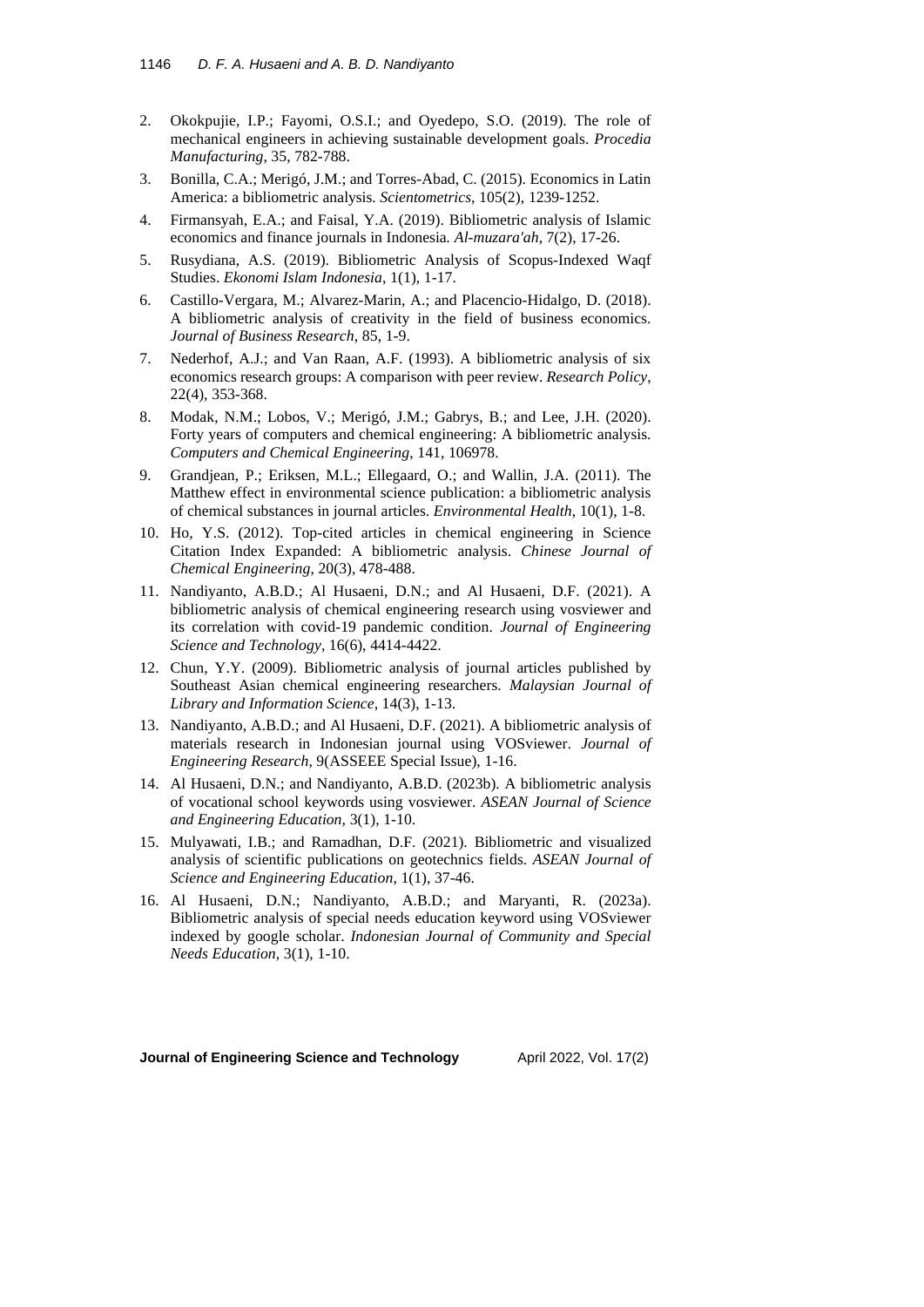2. Okokpujie, I.P.; Fayomi, O.S.I.; and Oyedepo, S.O. (2019). The role of mechanical engineers in achieving sustainable development goals. *Procedia Manufacturing*, 35, 782-788.
3. Bonilla, C.A.; Merigó, J.M.; and Torres-Abad, C. (2015). Economics in Latin America: a bibliometric analysis. *Scientometrics*, 105(2), 1239-1252.
4. Firmansyah, E.A.; and Faisal, Y.A. (2019). Bibliometric analysis of Islamic economics and finance journals in Indonesia. *Al-muzara'ah*, 7(2), 17-26.
5. Rusydiana, A.S. (2019). Bibliometric Analysis of Scopus-Indexed Waqf Studies. *Ekonomi Islam Indonesia*, 1(1), 1-17.
6. Castillo-Vergara, M.; Alvarez-Marin, A.; and Placencio-Hidalgo, D. (2018). A bibliometric analysis of creativity in the field of business economics. *Journal of Business Research*, 85, 1-9.
7. Nederhof, A.J.; and Van Raan, A.F. (1993). A bibliometric analysis of six economics research groups: A comparison with peer review. *Research Policy*, 22(4), 353-368.
8. Modak, N.M.; Lobos, V.; Merigó, J.M.; Gabrys, B.; and Lee, J.H. (2020). Forty years of computers and chemical engineering: A bibliometric analysis. *Computers and Chemical Engineering*, 141, 106978.
9. Grandjean, P.; Eriksen, M.L.; Ellegaard, O.; and Wallin, J.A. (2011). The Matthew effect in environmental science publication: a bibliometric analysis of chemical substances in journal articles. *Environmental Health*, 10(1), 1-8.
10. Ho, Y.S. (2012). Top-cited articles in chemical engineering in Science Citation Index Expanded: A bibliometric analysis. *Chinese Journal of Chemical Engineering*, 20(3), 478-488.
11. Nandiyanto, A.B.D.; Al Husaeni, D.N.; and Al Husaeni, D.F. (2021). A bibliometric analysis of chemical engineering research using vosviewer and its correlation with covid-19 pandemic condition. *Journal of Engineering Science and Technology*, 16(6), 4414-4422.
12. Chun, Y.Y. (2009). Bibliometric analysis of journal articles published by Southeast Asian chemical engineering researchers. *Malaysian Journal of Library and Information Science*, 14(3), 1-13.
13. Nandiyanto, A.B.D.; and Al Husaeni, D.F. (2021). A bibliometric analysis of materials research in Indonesian journal using VOSviewer. *Journal of Engineering Research*, 9(ASSEEE Special Issue), 1-16.
14. Al Husaeni, D.N.; and Nandiyanto, A.B.D. (2023b). A bibliometric analysis of vocational school keywords using vosviewer. *ASEAN Journal of Science and Engineering Education*, 3(1), 1-10.
15. Mulyawati, I.B.; and Ramadhan, D.F. (2021). Bibliometric and visualized analysis of scientific publications on geotechnics fields. *ASEAN Journal of Science and Engineering Education*, 1(1), 37-46.
16. Al Husaeni, D.N.; Nandiyanto, A.B.D.; and Maryanti, R. (2023a). Bibliometric analysis of special needs education keyword using VOSviewer indexed by google scholar. *Indonesian Journal of Community and Special Needs Education*, 3(1), 1-10.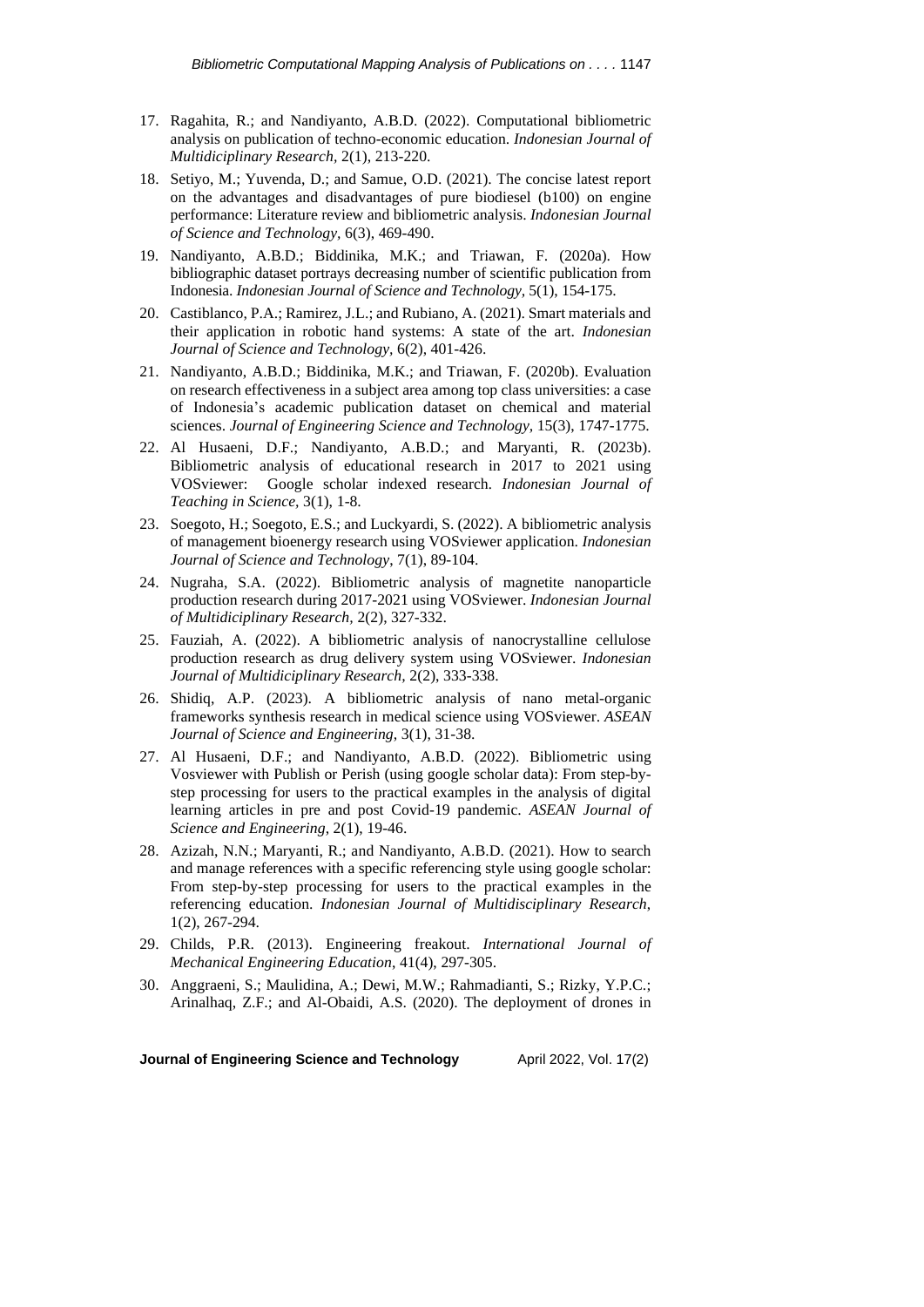17. Ragahita, R.; and Nandiyanto, A.B.D. (2022). Computational bibliometric analysis on publication of techno-economic education. *Indonesian Journal of Multidiciplinary Research*, 2(1), 213-220.
18. Setiyo, M.; Yuvenda, D.; and Samue, O.D. (2021). The concise latest report on the advantages and disadvantages of pure biodiesel (b100) on engine performance: Literature review and bibliometric analysis. *Indonesian Journal of Science and Technology*, 6(3), 469-490.
19. Nandiyanto, A.B.D.; Biddinika, M.K.; and Triawan, F. (2020a). How bibliographic dataset portrays decreasing number of scientific publication from Indonesia. *Indonesian Journal of Science and Technology*, 5(1), 154-175.
20. Castiblanco, P.A.; Ramirez, J.L.; and Rubiano, A. (2021). Smart materials and their application in robotic hand systems: A state of the art. *Indonesian Journal of Science and Technology*, 6(2), 401-426.
21. Nandiyanto, A.B.D.; Biddinika, M.K.; and Triawan, F. (2020b). Evaluation on research effectiveness in a subject area among top class universities: a case of Indonesia's academic publication dataset on chemical and material sciences. *Journal of Engineering Science and Technology*, 15(3), 1747-1775.
22. Al Husaeni, D.F.; Nandiyanto, A.B.D.; and Maryanti, R. (2023b). Bibliometric analysis of educational research in 2017 to 2021 using VOSviewer: Google scholar indexed research. *Indonesian Journal of Teaching in Science*, 3(1), 1-8.
23. Soegoto, H.; Soegoto, E.S.; and Luckyardi, S. (2022). A bibliometric analysis of management bioenergy research using VOSviewer application. *Indonesian Journal of Science and Technology*, 7(1), 89-104.
24. Nugraha, S.A. (2022). Bibliometric analysis of magnetite nanoparticle production research during 2017-2021 using VOSviewer. *Indonesian Journal of Multidiciplinary Research*, 2(2), 327-332.
25. Fauziah, A. (2022). A bibliometric analysis of nanocrystalline cellulose production research as drug delivery system using VOSviewer. *Indonesian Journal of Multidiciplinary Research*, 2(2), 333-338.
26. Shidiq, A.P. (2023). A bibliometric analysis of nano metal-organic frameworks synthesis research in medical science using VOSviewer. *ASEAN Journal of Science and Engineering*, 3(1), 31-38.
27. Al Husaeni, D.F.; and Nandiyanto, A.B.D. (2022). Bibliometric using Vosviewer with Publish or Perish (using google scholar data): From step-by-step processing for users to the practical examples in the analysis of digital learning articles in pre and post Covid-19 pandemic. *ASEAN Journal of Science and Engineering*, 2(1), 19-46.
28. Azizah, N.N.; Maryanti, R.; and Nandiyanto, A.B.D. (2021). How to search and manage references with a specific referencing style using google scholar: From step-by-step processing for users to the practical examples in the referencing education. *Indonesian Journal of Multidisciplinary Research*, 1(2), 267-294.
29. Childs, P.R. (2013). Engineering freakout. *International Journal of Mechanical Engineering Education*, 41(4), 297-305.
30. Anggraeni, S.; Maulidina, A.; Dewi, M.W.; Rahmadianti, S.; Rizky, Y.P.C.; Arinalhaq, Z.F.; and Al-Obaidi, A.S. (2020). The deployment of drones in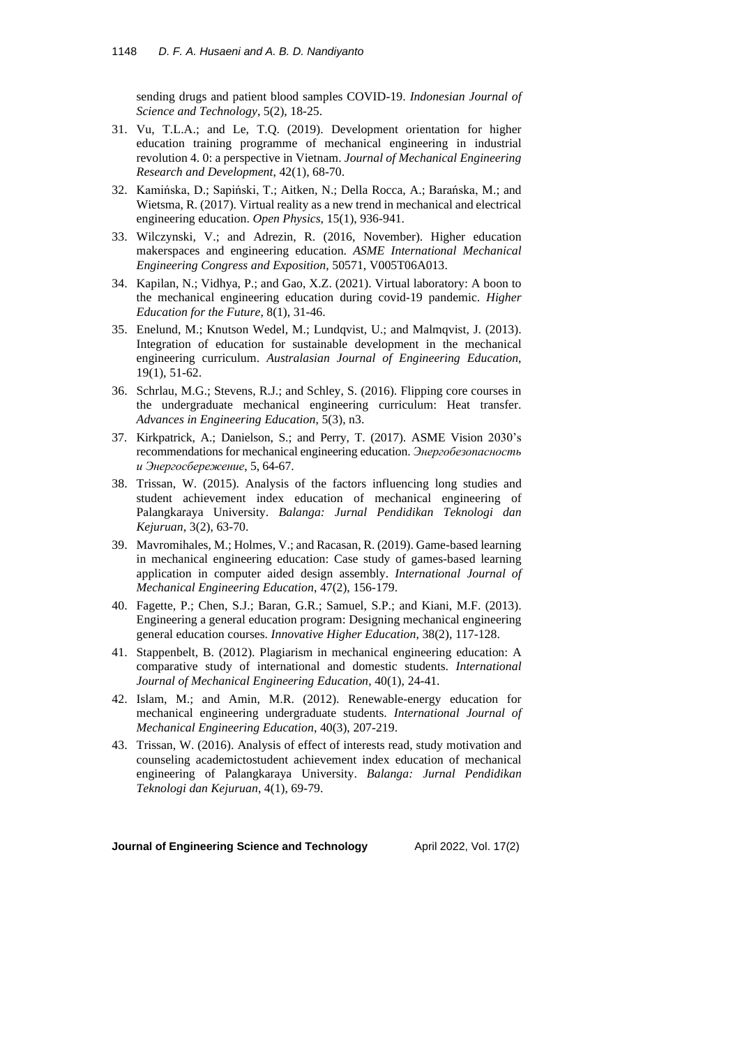sending drugs and patient blood samples COVID-19. *Indonesian Journal of Science and Technology*, 5(2), 18-25.

31. Vu, T.L.A.; and Le, T.Q. (2019). Development orientation for higher education training programme of mechanical engineering in industrial revolution 4. 0: a perspective in Vietnam. *Journal of Mechanical Engineering Research and Development*, 42(1), 68-70.
32. Kamińska, D.; Sapiński, T.; Aitken, N.; Della Rocca, A.; Barańska, M.; and Wietsma, R. (2017). Virtual reality as a new trend in mechanical and electrical engineering education. *Open Physics*, 15(1), 936-941.
33. Wilczynski, V.; and Adrezin, R. (2016, November). Higher education makerspaces and engineering education. *ASME International Mechanical Engineering Congress and Exposition*, 50571, V005T06A013.
34. Kapilan, N.; Vidhya, P.; and Gao, X.Z. (2021). Virtual laboratory: A boon to the mechanical engineering education during covid-19 pandemic. *Higher Education for the Future*, 8(1), 31-46.
35. Enelund, M.; Knutson Wedel, M.; Lundqvist, U.; and Malmqvist, J. (2013). Integration of education for sustainable development in the mechanical engineering curriculum. *Australasian Journal of Engineering Education*, 19(1), 51-62.
36. Schrlau, M.G.; Stevens, R.J.; and Schley, S. (2016). Flipping core courses in the undergraduate mechanical engineering curriculum: Heat transfer. *Advances in Engineering Education*, 5(3), n3.
37. Kirkpatrick, A.; Danielson, S.; and Perry, T. (2017). ASME Vision 2030's recommendations for mechanical engineering education. *Энергобезопасность и Энергосбережение*, 5, 64-67.
38. Trissan, W. (2015). Analysis of the factors influencing long studies and student achievement index education of mechanical engineering of Palangkaraya University. *Balanga: Jurnal Pendidikan Teknologi dan Kejuruan*, 3(2), 63-70.
39. Mavromihales, M.; Holmes, V.; and Racasan, R. (2019). Game-based learning in mechanical engineering education: Case study of games-based learning application in computer aided design assembly. *International Journal of Mechanical Engineering Education*, 47(2), 156-179.
40. Fagette, P.; Chen, S.J.; Baran, G.R.; Samuel, S.P.; and Kiani, M.F. (2013). Engineering a general education program: Designing mechanical engineering general education courses. *Innovative Higher Education*, 38(2), 117-128.
41. Stappenbelt, B. (2012). Plagiarism in mechanical engineering education: A comparative study of international and domestic students. *International Journal of Mechanical Engineering Education*, 40(1), 24-41.
42. Islam, M.; and Amin, M.R. (2012). Renewable-energy education for mechanical engineering undergraduate students. *International Journal of Mechanical Engineering Education*, 40(3), 207-219.
43. Trissan, W. (2016). Analysis of effect of interests read, study motivation and counseling academictostudent achievement index education of mechanical engineering of Palangkaraya University. *Balanga: Jurnal Pendidikan Teknologi dan Kejuruan*, 4(1), 69-79.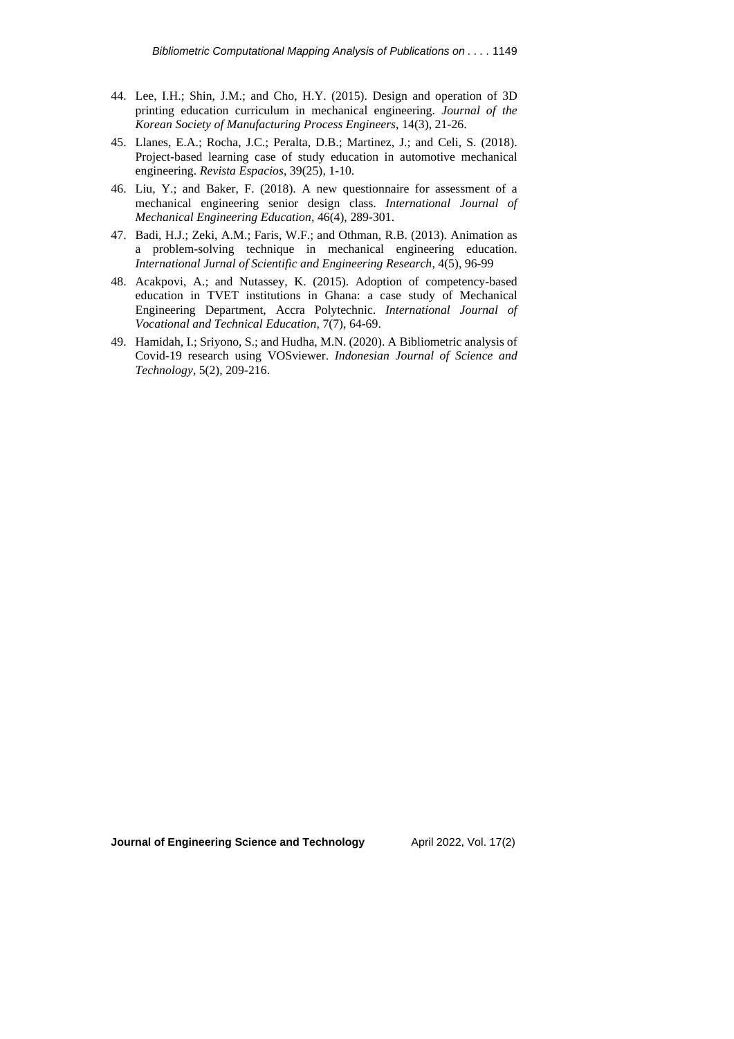44. Lee, I.H.; Shin, J.M.; and Cho, H.Y. (2015). Design and operation of 3D printing education curriculum in mechanical engineering. *Journal of the Korean Society of Manufacturing Process Engineers*, 14(3), 21-26.
45. Llanes, E.A.; Rocha, J.C.; Peralta, D.B.; Martinez, J.; and Celi, S. (2018). Project-based learning case of study education in automotive mechanical engineering. *Revista Espacios*, 39(25), 1-10.
46. Liu, Y.; and Baker, F. (2018). A new questionnaire for assessment of a mechanical engineering senior design class. *International Journal of Mechanical Engineering Education*, 46(4), 289-301.
47. Badi, H.J.; Zeki, A.M.; Faris, W.F.; and Othman, R.B. (2013). Animation as a problem-solving technique in mechanical engineering education. *International Jurnal of Scientific and Engineering Research*, 4(5), 96-99
48. Acakpovi, A.; and Nutassey, K. (2015). Adoption of competency-based education in TVET institutions in Ghana: a case study of Mechanical Engineering Department, Accra Polytechnic. *International Journal of Vocational and Technical Education*, 7(7), 64-69.
49. Hamidah, I.; Sriyono, S.; and Hudha, M.N. (2020). A Bibliometric analysis of Covid-19 research using VOSviewer. *Indonesian Journal of Science and Technology*, 5(2), 209-216.